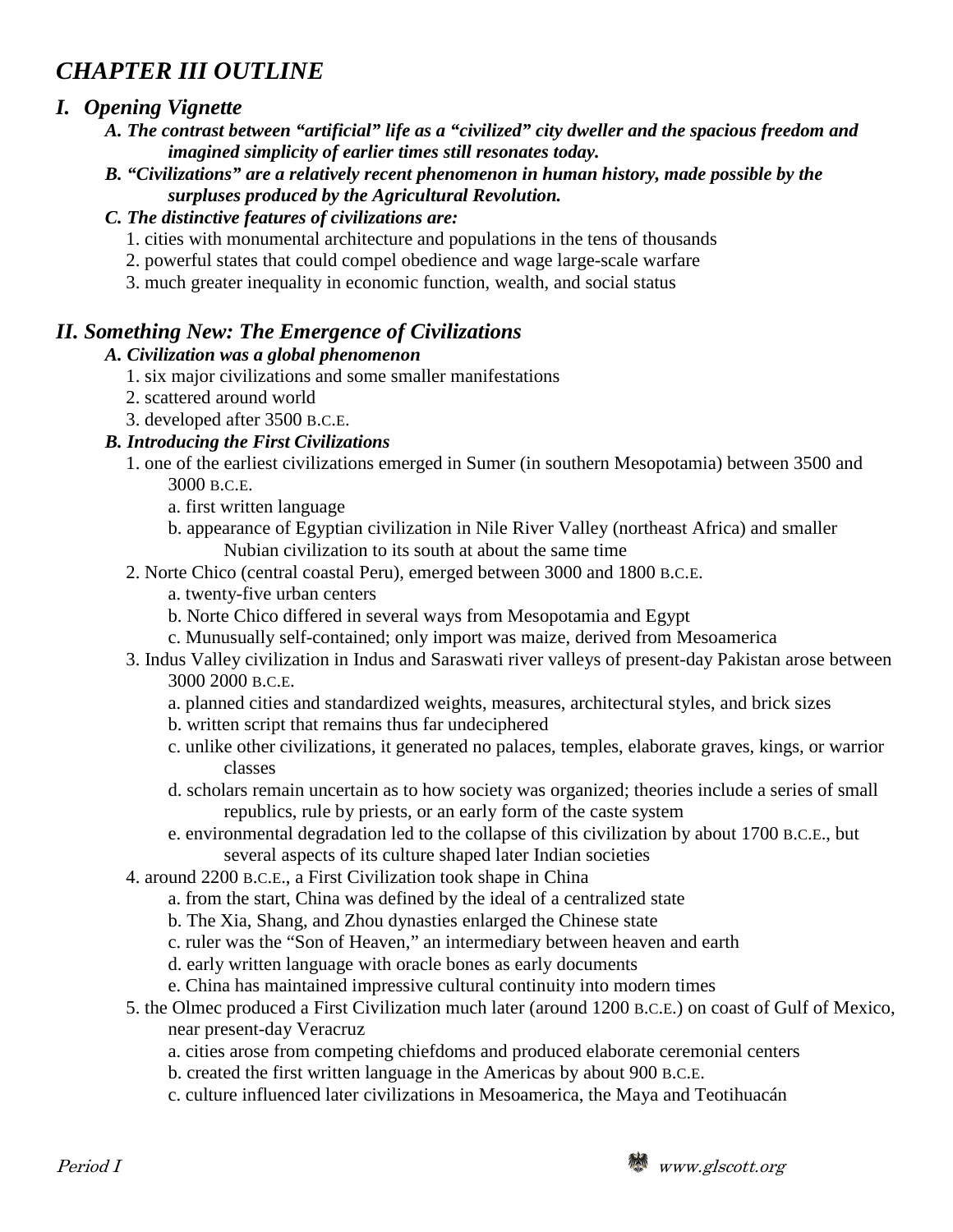# *CHAPTER III OUTLINE*

## *I. Opening Vignette*

### *A. The contrast between "artificial" life as a "civilized" city dweller and the spacious freedom and imagined simplicity of earlier times still resonates today.*

### *B. "Civilizations" are a relatively recent phenomenon in human history, made possible by the surpluses produced by the Agricultural Revolution.*

### *C. The distinctive features of civilizations are:*

1. cities with monumental architecture and populations in the tens of thousands
2. powerful states that could compel obedience and wage large-scale warfare
3. much greater inequality in economic function, wealth, and social status

## *II. Something New: The Emergence of Civilizations*

### *A. Civilization was a global phenomenon*

1. six major civilizations and some smaller manifestations
2. scattered around world
3. developed after 3500 B.C.E.

### *B. Introducing the First Civilizations*

1. one of the earliest civilizations emerged in Sumer (in southern Mesopotamia) between 3500 and 3000 B.C.E.
   - a. first written language
   - b. appearance of Egyptian civilization in Nile River Valley (northeast Africa) and smaller Nubian civilization to its south at about the same time
2. Norte Chico (central coastal Peru), emerged between 3000 and 1800 B.C.E.
   - a. twenty-five urban centers
   - b. Norte Chico differed in several ways from Mesopotamia and Egypt
   - c. Munusually self-contained; only import was maize, derived from Mesoamerica
3. Indus Valley civilization in Indus and Saraswati river valleys of present-day Pakistan arose between 3000 2000 B.C.E.
   - a. planned cities and standardized weights, measures, architectural styles, and brick sizes
   - b. written script that remains thus far undeciphered
   - c. unlike other civilizations, it generated no palaces, temples, elaborate graves, kings, or warrior classes
   - d. scholars remain uncertain as to how society was organized; theories include a series of small republics, rule by priests, or an early form of the caste system
   - e. environmental degradation led to the collapse of this civilization by about 1700 B.C.E., but several aspects of its culture shaped later Indian societies
4. around 2200 B.C.E., a First Civilization took shape in China
   - a. from the start, China was defined by the ideal of a centralized state
   - b. The Xia, Shang, and Zhou dynasties enlarged the Chinese state
   - c. ruler was the "Son of Heaven," an intermediary between heaven and earth
   - d. early written language with oracle bones as early documents
   - e. China has maintained impressive cultural continuity into modern times
5. the Olmec produced a First Civilization much later (around 1200 B.C.E.) on coast of Gulf of Mexico, near present-day Veracruz
   - a. cities arose from competing chiefdoms and produced elaborate ceremonial centers
   - b. created the first written language in the Americas by about 900 B.C.E.
   - c. culture influenced later civilizations in Mesoamerica, the Maya and Teotihuacán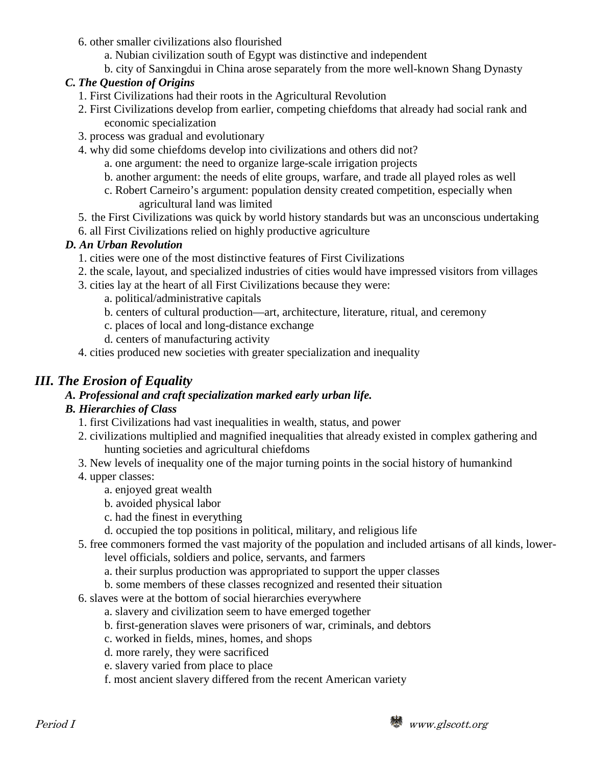6. other smaller civilizations also flourished
    a. Nubian civilization south of Egypt was distinctive and independent
    b. city of Sanxingdui in China arose separately from the more well-known Shang Dynasty

### *C. The Question of Origins*

1. First Civilizations had their roots in the Agricultural Revolution
2. First Civilizations develop from earlier, competing chiefdoms that already had social rank and economic specialization
3. process was gradual and evolutionary
4. why did some chiefdoms develop into civilizations and others did not?
    a. one argument: the need to organize large-scale irrigation projects
    b. another argument: the needs of elite groups, warfare, and trade all played roles as well
    c. Robert Carneiro's argument: population density created competition, especially when agricultural land was limited
5. the First Civilizations was quick by world history standards but was an unconscious undertaking
6. all First Civilizations relied on highly productive agriculture

### *D. An Urban Revolution*

1. cities were one of the most distinctive features of First Civilizations
2. the scale, layout, and specialized industries of cities would have impressed visitors from villages
3. cities lay at the heart of all First Civilizations because they were:
    a. political/administrative capitals
    b. centers of cultural production—art, architecture, literature, ritual, and ceremony
    c. places of local and long-distance exchange
    d. centers of manufacturing activity
4. cities produced new societies with greater specialization and inequality

## *III. The Erosion of Equality*

### *A. Professional and craft specialization marked early urban life.*

### *B. Hierarchies of Class*

1. first Civilizations had vast inequalities in wealth, status, and power
2. civilizations multiplied and magnified inequalities that already existed in complex gathering and hunting societies and agricultural chiefdoms
3. New levels of inequality one of the major turning points in the social history of humankind
4. upper classes:
    a. enjoyed great wealth
    b. avoided physical labor
    c. had the finest in everything
    d. occupied the top positions in political, military, and religious life
5. free commoners formed the vast majority of the population and included artisans of all kinds, lower-level officials, soldiers and police, servants, and farmers
    a. their surplus production was appropriated to support the upper classes
    b. some members of these classes recognized and resented their situation
6. slaves were at the bottom of social hierarchies everywhere
    a. slavery and civilization seem to have emerged together
    b. first-generation slaves were prisoners of war, criminals, and debtors
    c. worked in fields, mines, homes, and shops
    d. more rarely, they were sacrificed
    e. slavery varied from place to place
    f. most ancient slavery differed from the recent American variety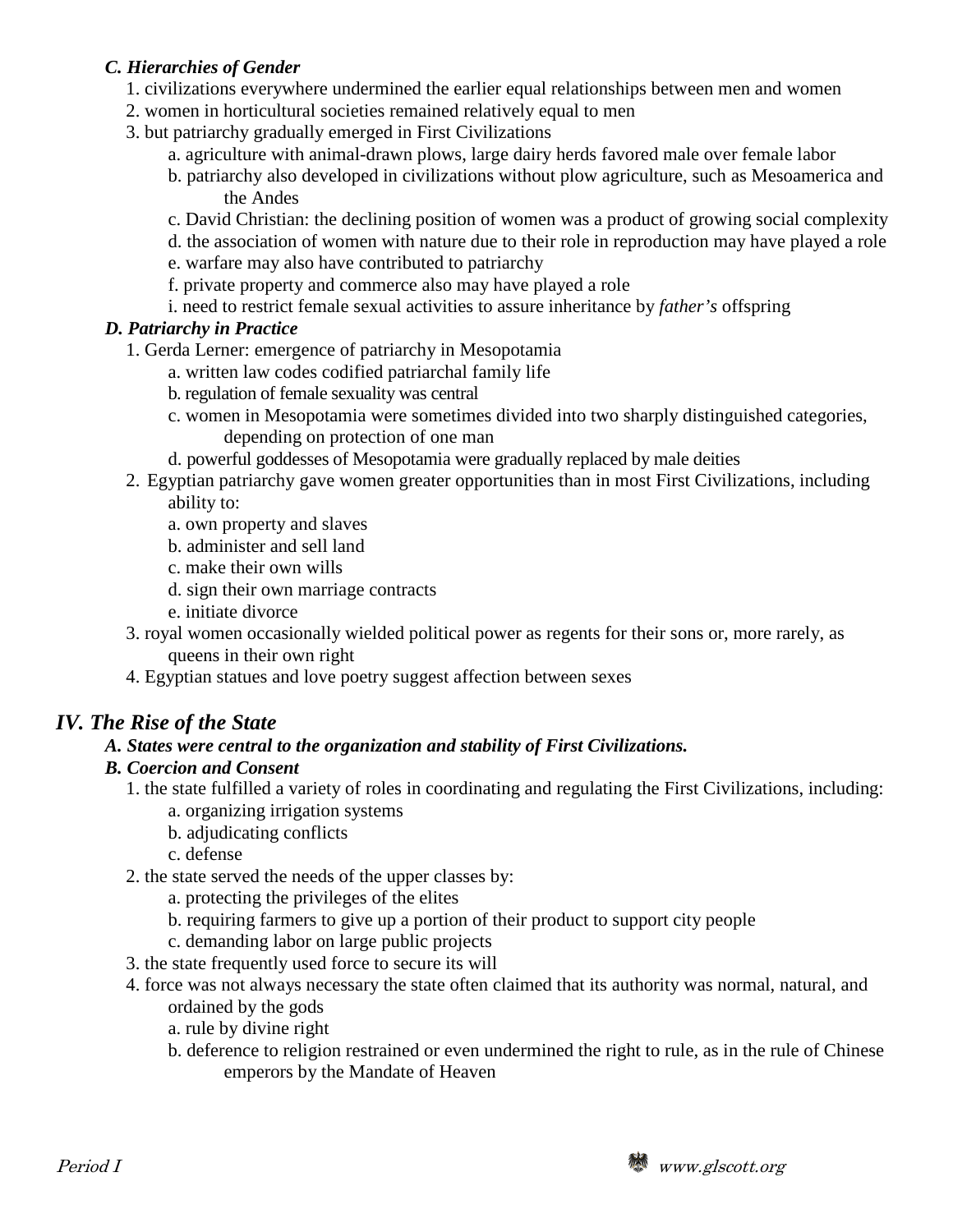***C. Hierarchies of Gender***

1. civilizations everywhere undermined the earlier equal relationships between men and women
2. women in horticultural societies remained relatively equal to men
3. but patriarchy gradually emerged in First Civilizations
    - a. agriculture with animal-drawn plows, large dairy herds favored male over female labor
    - b. patriarchy also developed in civilizations without plow agriculture, such as Mesoamerica and the Andes
    - c. David Christian: the declining position of women was a product of growing social complexity
    - d. the association of women with nature due to their role in reproduction may have played a role
    - e. warfare may also have contributed to patriarchy
    - f. private property and commerce also may have played a role
    - i. need to restrict female sexual activities to assure inheritance by *father's* offspring

***D. Patriarchy in Practice***

1. Gerda Lerner: emergence of patriarchy in Mesopotamia
    - a. written law codes codified patriarchal family life
    - b. regulation of female sexuality was central
    - c. women in Mesopotamia were sometimes divided into two sharply distinguished categories, depending on protection of one man
    - d. powerful goddesses of Mesopotamia were gradually replaced by male deities
2. Egyptian patriarchy gave women greater opportunities than in most First Civilizations, including ability to:
    - a. own property and slaves
    - b. administer and sell land
    - c. make their own wills
    - d. sign their own marriage contracts
    - e. initiate divorce
3. royal women occasionally wielded political power as regents for their sons or, more rarely, as queens in their own right
4. Egyptian statues and love poetry suggest affection between sexes

## *IV. The Rise of the State*

***A. States were central to the organization and stability of First Civilizations.***

***B. Coercion and Consent***

1. the state fulfilled a variety of roles in coordinating and regulating the First Civilizations, including:
    - a. organizing irrigation systems
    - b. adjudicating conflicts
    - c. defense
2. the state served the needs of the upper classes by:
    - a. protecting the privileges of the elites
    - b. requiring farmers to give up a portion of their product to support city people
    - c. demanding labor on large public projects
3. the state frequently used force to secure its will
4. force was not always necessary the state often claimed that its authority was normal, natural, and ordained by the gods
    - a. rule by divine right
    - b. deference to religion restrained or even undermined the right to rule, as in the rule of Chinese emperors by the Mandate of Heaven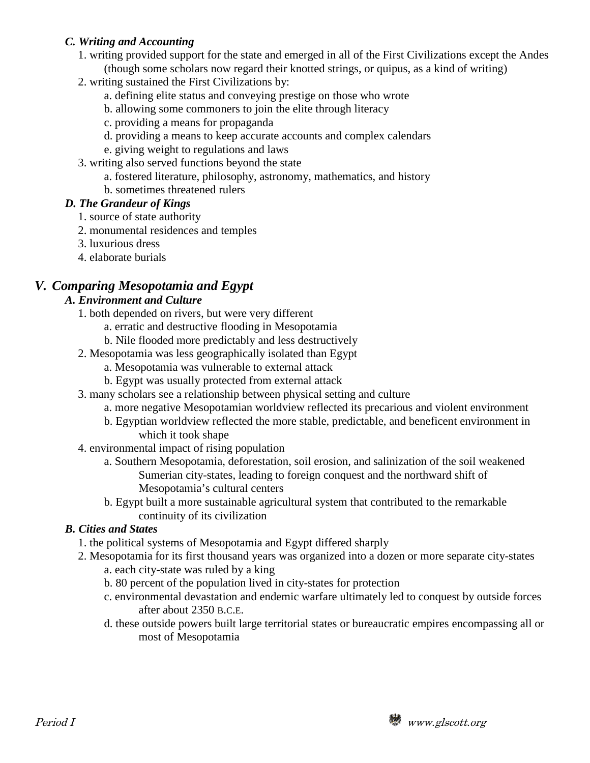### *C. Writing and Accounting*

1. writing provided support for the state and emerged in all of the First Civilizations except the Andes (though some scholars now regard their knotted strings, or quipus, as a kind of writing)
2. writing sustained the First Civilizations by:
    a. defining elite status and conveying prestige on those who wrote
    b. allowing some commoners to join the elite through literacy
    c. providing a means for propaganda
    d. providing a means to keep accurate accounts and complex calendars
    e. giving weight to regulations and laws
3. writing also served functions beyond the state
    a. fostered literature, philosophy, astronomy, mathematics, and history
    b. sometimes threatened rulers

### *D. The Grandeur of Kings*

1. source of state authority
2. monumental residences and temples
3. luxurious dress
4. elaborate burials

## *V. Comparing Mesopotamia and Egypt*

### *A. Environment and Culture*

1. both depended on rivers, but were very different
    a. erratic and destructive flooding in Mesopotamia
    b. Nile flooded more predictably and less destructively
2. Mesopotamia was less geographically isolated than Egypt
    a. Mesopotamia was vulnerable to external attack
    b. Egypt was usually protected from external attack
3. many scholars see a relationship between physical setting and culture
    a. more negative Mesopotamian worldview reflected its precarious and violent environment
    b. Egyptian worldview reflected the more stable, predictable, and beneficent environment in which it took shape
4. environmental impact of rising population
    a. Southern Mesopotamia, deforestation, soil erosion, and salinization of the soil weakened Sumerian city-states, leading to foreign conquest and the northward shift of Mesopotamia's cultural centers
    b. Egypt built a more sustainable agricultural system that contributed to the remarkable continuity of its civilization

### *B. Cities and States*

1. the political systems of Mesopotamia and Egypt differed sharply
2. Mesopotamia for its first thousand years was organized into a dozen or more separate city-states
    a. each city-state was ruled by a king
    b. 80 percent of the population lived in city-states for protection
    c. environmental devastation and endemic warfare ultimately led to conquest by outside forces after about 2350 B.C.E.
    d. these outside powers built large territorial states or bureaucratic empires encompassing all or most of Mesopotamia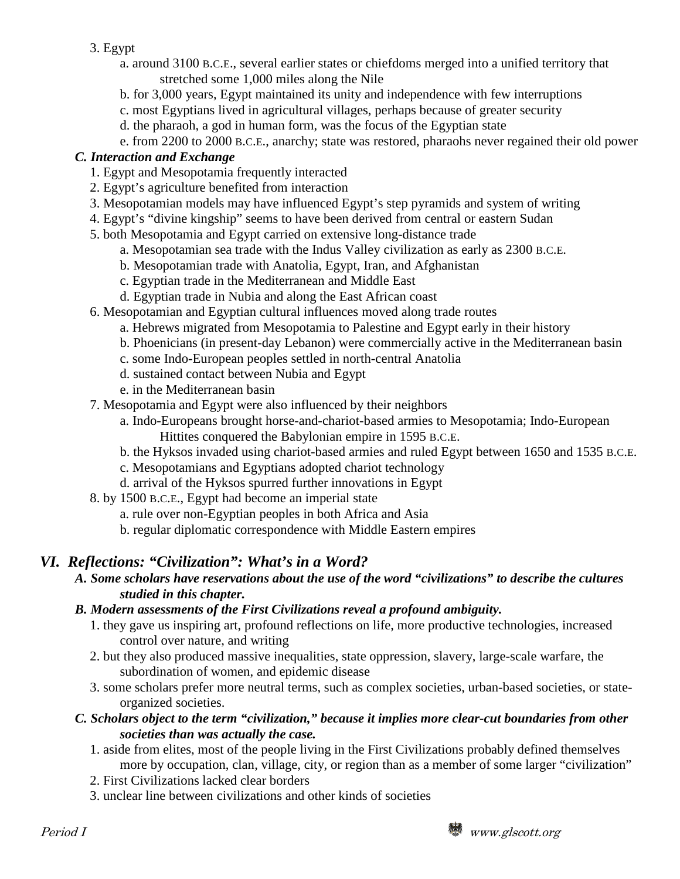3. Egypt
    a. around 3100 B.C.E., several earlier states or chiefdoms merged into a unified territory that stretched some 1,000 miles along the Nile
    b. for 3,000 years, Egypt maintained its unity and independence with few interruptions
    c. most Egyptians lived in agricultural villages, perhaps because of greater security
    d. the pharaoh, a god in human form, was the focus of the Egyptian state
    e. from 2200 to 2000 B.C.E., anarchy; state was restored, pharaohs never regained their old power

### *C. Interaction and Exchange*

1. Egypt and Mesopotamia frequently interacted
2. Egypt's agriculture benefited from interaction
3. Mesopotamian models may have influenced Egypt's step pyramids and system of writing
4. Egypt's "divine kingship" seems to have been derived from central or eastern Sudan
5. both Mesopotamia and Egypt carried on extensive long-distance trade
    a. Mesopotamian sea trade with the Indus Valley civilization as early as 2300 B.C.E.
    b. Mesopotamian trade with Anatolia, Egypt, Iran, and Afghanistan
    c. Egyptian trade in the Mediterranean and Middle East
    d. Egyptian trade in Nubia and along the East African coast
6. Mesopotamian and Egyptian cultural influences moved along trade routes
    a. Hebrews migrated from Mesopotamia to Palestine and Egypt early in their history
    b. Phoenicians (in present-day Lebanon) were commercially active in the Mediterranean basin
    c. some Indo-European peoples settled in north-central Anatolia
    d. sustained contact between Nubia and Egypt
    e. in the Mediterranean basin
7. Mesopotamia and Egypt were also influenced by their neighbors
    a. Indo-Europeans brought horse-and-chariot-based armies to Mesopotamia; Indo-European Hittites conquered the Babylonian empire in 1595 B.C.E.
    b. the Hyksos invaded using chariot-based armies and ruled Egypt between 1650 and 1535 B.C.E.
    c. Mesopotamians and Egyptians adopted chariot technology
    d. arrival of the Hyksos spurred further innovations in Egypt
8. by 1500 B.C.E., Egypt had become an imperial state
    a. rule over non-Egyptian peoples in both Africa and Asia
    b. regular diplomatic correspondence with Middle Eastern empires

## *VI. Reflections: "Civilization": What's in a Word?*

### *A. Some scholars have reservations about the use of the word "civilizations" to describe the cultures studied in this chapter.*

### *B. Modern assessments of the First Civilizations reveal a profound ambiguity.*

1. they gave us inspiring art, profound reflections on life, more productive technologies, increased control over nature, and writing
2. but they also produced massive inequalities, state oppression, slavery, large-scale warfare, the subordination of women, and epidemic disease
3. some scholars prefer more neutral terms, such as complex societies, urban-based societies, or state-organized societies.

### *C. Scholars object to the term "civilization," because it implies more clear-cut boundaries from other societies than was actually the case.*

1. aside from elites, most of the people living in the First Civilizations probably defined themselves more by occupation, clan, village, city, or region than as a member of some larger "civilization"
2. First Civilizations lacked clear borders
3. unclear line between civilizations and other kinds of societies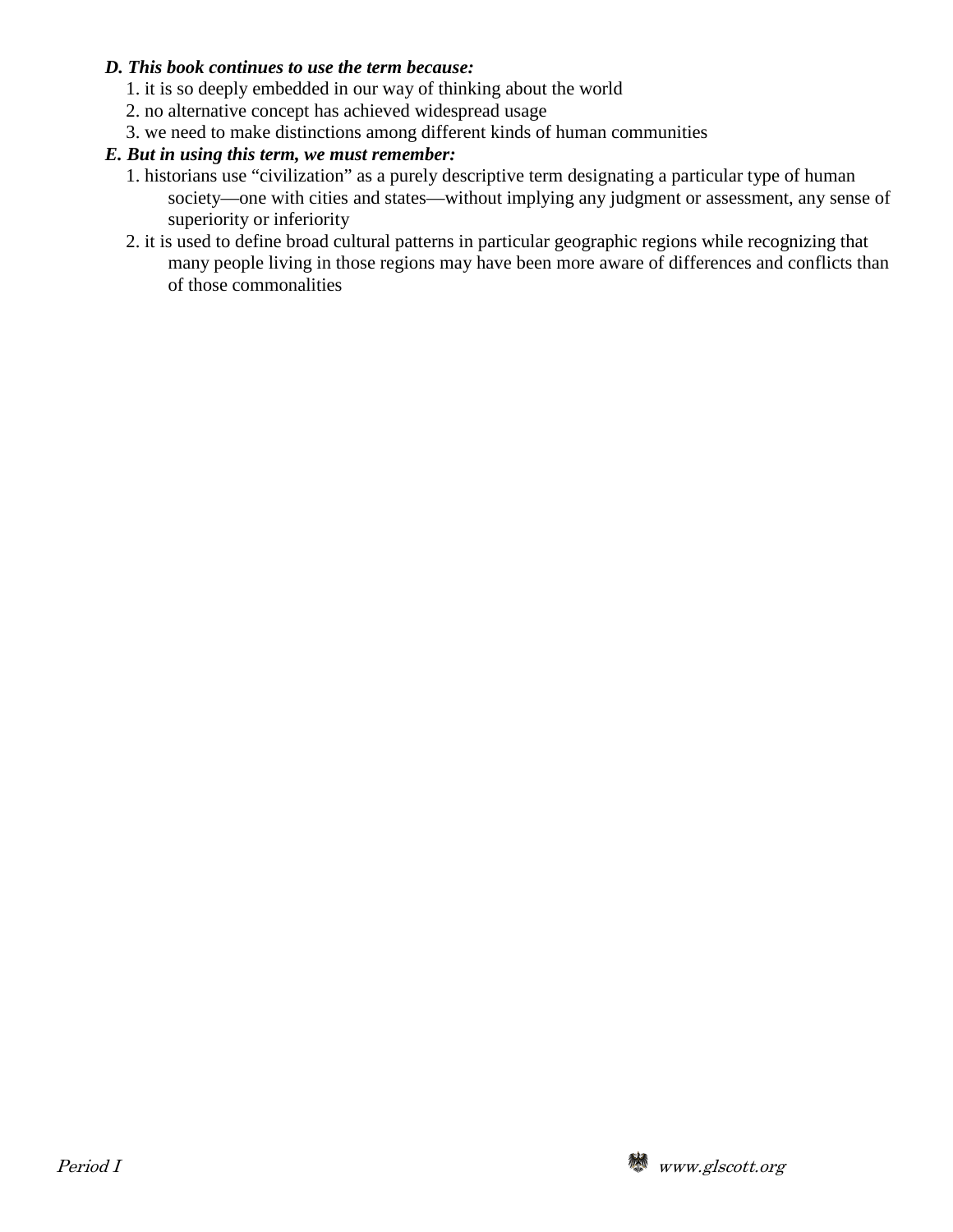***D. This book continues to use the term because:***

1. it is so deeply embedded in our way of thinking about the world
2. no alternative concept has achieved widespread usage
3. we need to make distinctions among different kinds of human communities

***E. But in using this term, we must remember:***

1. historians use "civilization" as a purely descriptive term designating a particular type of human society—one with cities and states—without implying any judgment or assessment, any sense of superiority or inferiority
2. it is used to define broad cultural patterns in particular geographic regions while recognizing that many people living in those regions may have been more aware of differences and conflicts than of those commonalities